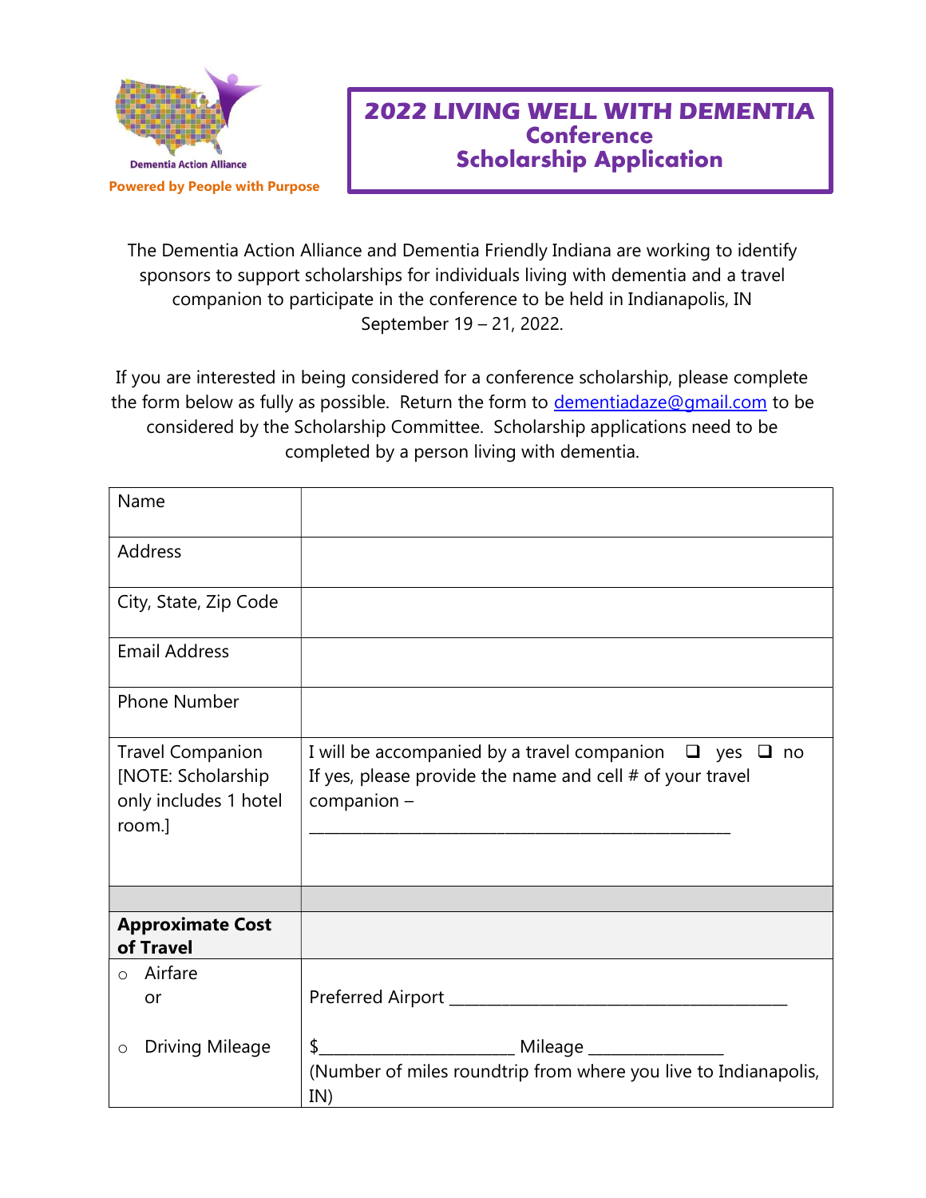Dementia Action Alliance

Powered by People with Purpose

# 2022 LIVING WELL WITH DEMENTIA Conference Scholarship Application

The Dementia Action Alliance and Dementia Friendly Indiana are working to identify sponsors to support scholarships for individuals living with dementia and a travel companion to participate in the conference to be held in Indianapolis, IN September 19 – 21, 2022.

If you are interested in being considered for a conference scholarship, please complete the form below as fully as possible. Return the form to dementiadaze@gmail.com to be considered by the Scholarship Committee. Scholarship applications need to be completed by a person living with dementia.

| Name | |
|---|---|
| Address | |
| City, State, Zip Code | |
| Email Address | |
| Phone Number | |
| Travel Companion [NOTE: Scholarship only includes 1 hotel room.] | I will be accompanied by a travel companion ❑ yes ❑ no<br>If yes, please provide the name and cell # of your travel companion –<br>_______________________________________________ |
| | |
| **Approximate Cost of Travel** | |
| ○ Airfare<br>or<br><br>○ Driving Mileage | Preferred Airport ______________________________________<br><br>$______________________ Mileage _______________<br>(Number of miles roundtrip from where you live to Indianapolis, IN) |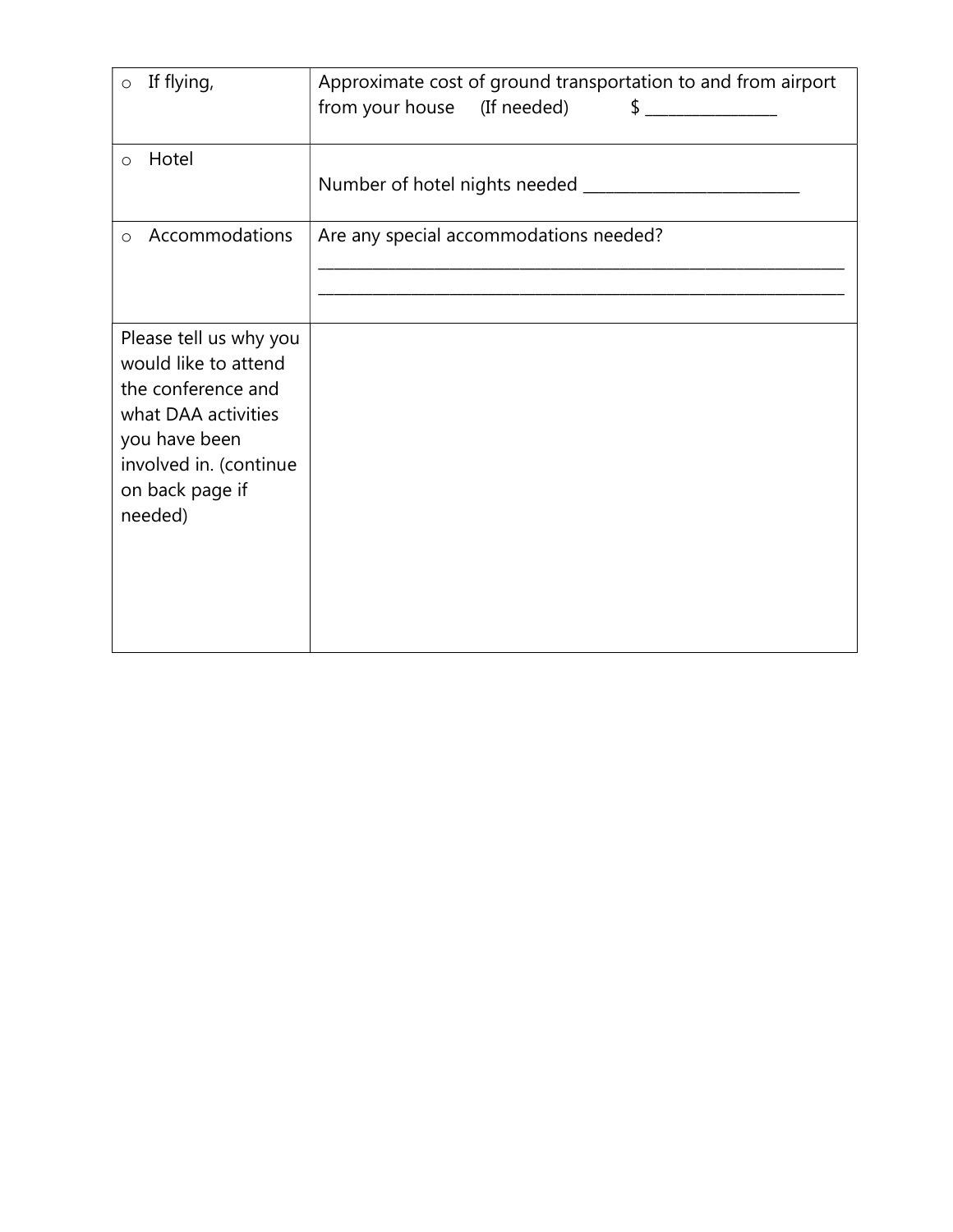| | |
|---|---|
| o If flying, | Approximate cost of ground transportation to and from airport from your house (If needed) $ ________________ |
| o Hotel | Number of hotel nights needed __________________________ |
| o Accommodations | Are any special accommodations needed? _______________________________________________________________ _______________________________________________________________ |
| Please tell us why you would like to attend the conference and what DAA activities you have been involved in. (continue on back page if needed) | |